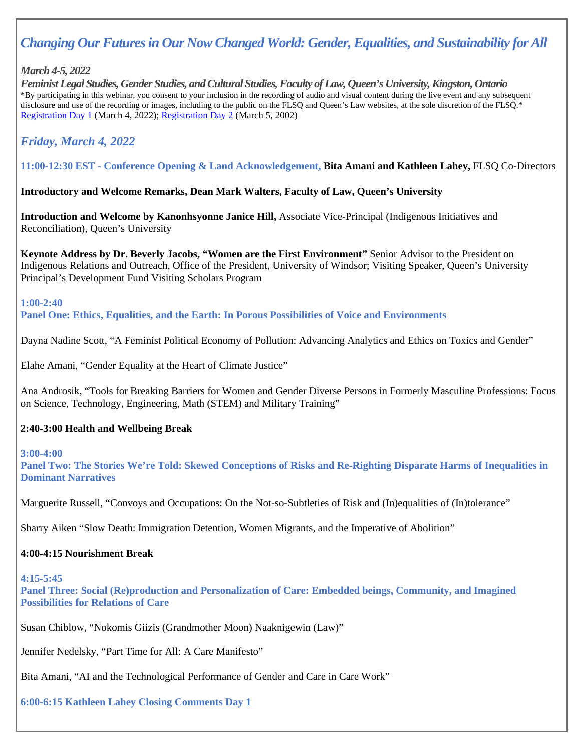# *Changing Our Futures in Our Now Changed World: Gender, Equalities, and Sustainability for All*

***March 4-5, 2022***
***Feminist Legal Studies, Gender Studies, and Cultural Studies, Faculty of Law, Queen's University, Kingston, Ontario***
*By participating in this webinar, you consent to your inclusion in the recording of audio and visual content during the live event and any subsequent disclosure and use of the recording or images, including to the public on the FLSQ and Queen's Law websites, at the sole discretion of the FLSQ.*
Registration Day 1 (March 4, 2022); Registration Day 2 (March 5, 2002)

## *Friday, March 4, 2022*

**11:00-12:30 EST - Conference Opening & Land Acknowledgement, Bita Amani and Kathleen Lahey,** FLSQ Co-Directors

**Introductory and Welcome Remarks, Dean Mark Walters, Faculty of Law, Queen's University**

**Introduction and Welcome by Kanonhsyonne Janice Hill,** Associate Vice-Principal (Indigenous Initiatives and Reconciliation), Queen's University

**Keynote Address by Dr. Beverly Jacobs, "Women are the First Environment"** Senior Advisor to the President on Indigenous Relations and Outreach, Office of the President, University of Windsor; Visiting Speaker, Queen's University Principal's Development Fund Visiting Scholars Program

**1:00-2:40**
**Panel One: Ethics, Equalities, and the Earth: In Porous Possibilities of Voice and Environments**

Dayna Nadine Scott, "A Feminist Political Economy of Pollution: Advancing Analytics and Ethics on Toxics and Gender"

Elahe Amani, "Gender Equality at the Heart of Climate Justice"

Ana Androsik, "Tools for Breaking Barriers for Women and Gender Diverse Persons in Formerly Masculine Professions: Focus on Science, Technology, Engineering, Math (STEM) and Military Training"

**2:40-3:00 Health and Wellbeing Break**

**3:00-4:00**
**Panel Two: The Stories We're Told: Skewed Conceptions of Risks and Re-Righting Disparate Harms of Inequalities in Dominant Narratives**

Marguerite Russell, "Convoys and Occupations: On the Not-so-Subtleties of Risk and (In)equalities of (In)tolerance"

Sharry Aiken "Slow Death: Immigration Detention, Women Migrants, and the Imperative of Abolition"

**4:00-4:15 Nourishment Break**

**4:15-5:45**
**Panel Three: Social (Re)production and Personalization of Care: Embedded beings, Community, and Imagined Possibilities for Relations of Care**

Susan Chiblow, "Nokomis Giizis (Grandmother Moon) Naaknigewin (Law)"

Jennifer Nedelsky, "Part Time for All: A Care Manifesto"

Bita Amani, "AI and the Technological Performance of Gender and Care in Care Work"

**6:00-6:15 Kathleen Lahey Closing Comments Day 1**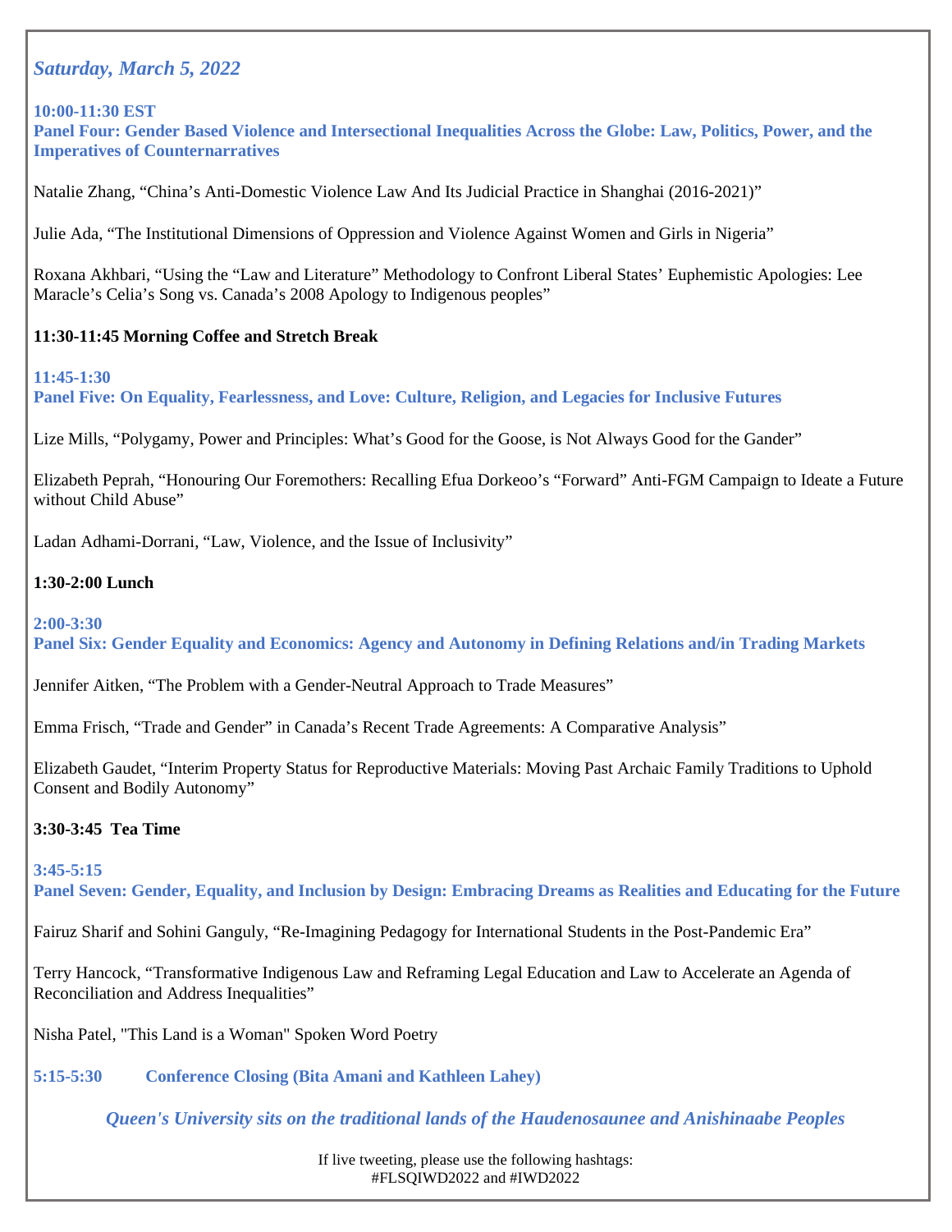## *Saturday, March 5, 2022*

**10:00-11:30 EST**
**Panel Four: Gender Based Violence and Intersectional Inequalities Across the Globe: Law, Politics, Power, and the Imperatives of Counternarratives**

Natalie Zhang, "China's Anti-Domestic Violence Law And Its Judicial Practice in Shanghai (2016-2021)"

Julie Ada, "The Institutional Dimensions of Oppression and Violence Against Women and Girls in Nigeria"

Roxana Akhbari, "Using the "Law and Literature" Methodology to Confront Liberal States' Euphemistic Apologies: Lee Maracle's Celia's Song vs. Canada's 2008 Apology to Indigenous peoples"

**11:30-11:45 Morning Coffee and Stretch Break**

**11:45-1:30**
**Panel Five: On Equality, Fearlessness, and Love: Culture, Religion, and Legacies for Inclusive Futures**

Lize Mills, "Polygamy, Power and Principles: What's Good for the Goose, is Not Always Good for the Gander"

Elizabeth Peprah, "Honouring Our Foremothers: Recalling Efua Dorkeoo's "Forward" Anti-FGM Campaign to Ideate a Future without Child Abuse"

Ladan Adhami-Dorrani, "Law, Violence, and the Issue of Inclusivity"

**1:30-2:00 Lunch**

**2:00-3:30**
**Panel Six: Gender Equality and Economics: Agency and Autonomy in Defining Relations and/in Trading Markets**

Jennifer Aitken, "The Problem with a Gender-Neutral Approach to Trade Measures"

Emma Frisch, "Trade and Gender" in Canada's Recent Trade Agreements: A Comparative Analysis"

Elizabeth Gaudet, "Interim Property Status for Reproductive Materials: Moving Past Archaic Family Traditions to Uphold Consent and Bodily Autonomy"

**3:30-3:45 Tea Time**

**3:45-5:15**
**Panel Seven: Gender, Equality, and Inclusion by Design: Embracing Dreams as Realities and Educating for the Future**

Fairuz Sharif and Sohini Ganguly, "Re-Imagining Pedagogy for International Students in the Post-Pandemic Era"

Terry Hancock, "Transformative Indigenous Law and Reframing Legal Education and Law to Accelerate an Agenda of Reconciliation and Address Inequalities"

Nisha Patel, "This Land is a Woman" Spoken Word Poetry

**5:15-5:30 Conference Closing (Bita Amani and Kathleen Lahey)**

***Queen's University sits on the traditional lands of the Haudenosaunee and Anishinaabe Peoples***

If live tweeting, please use the following hashtags:
#FLSQIWD2022 and #IWD2022